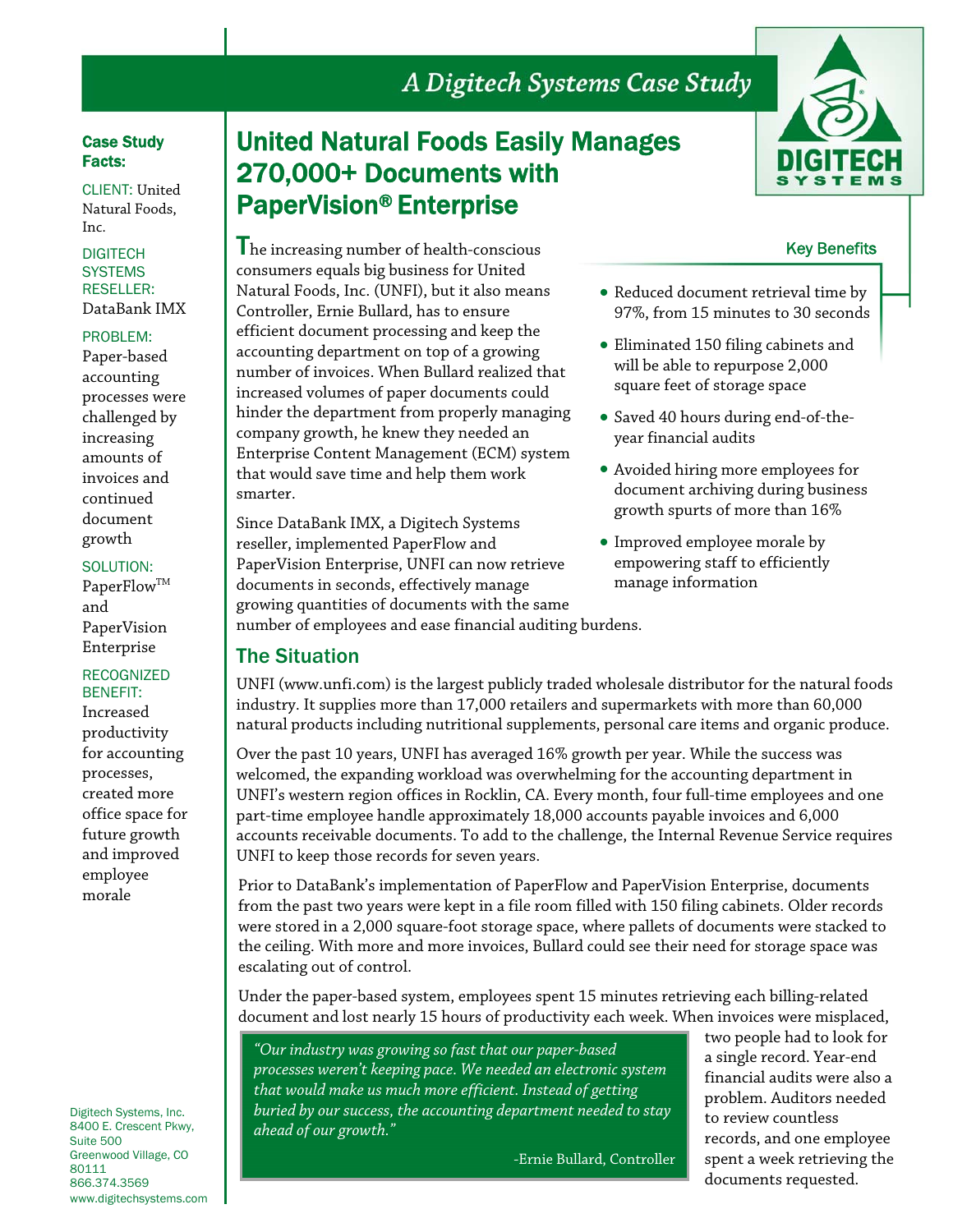# A Digitech Systems Case Study

## United Natural Foods Easily Manages 270,000+ Documents with PaperVision® Enterprise

**Case Study Facts:**

CLIENT: United Natural Foods, Inc.

DIGITECH SYSTEMS RESELLER: DataBank IMX

PROBLEM: Paper-based accounting processes were challenged by increasing amounts of invoices and continued document growth

SOLUTION: PaperFlow™ and PaperVision Enterprise

RECOGNIZED BENEFIT: Increased productivity for accounting processes, created more office space for future growth and improved employee morale

The increasing number of health-conscious consumers equals big business for United Natural Foods, Inc. (UNFI), but it also means Controller, Ernie Bullard, has to ensure efficient document processing and keep the accounting department on top of a growing number of invoices. When Bullard realized that increased volumes of paper documents could hinder the department from properly managing company growth, he knew they needed an Enterprise Content Management (ECM) system that would save time and help them work smarter.

Since DataBank IMX, a Digitech Systems reseller, implemented PaperFlow and PaperVision Enterprise, UNFI can now retrieve documents in seconds, effectively manage growing quantities of documents with the same number of employees and ease financial auditing burdens.

### Key Benefits

- Reduced document retrieval time by 97%, from 15 minutes to 30 seconds
- Eliminated 150 filing cabinets and will be able to repurpose 2,000 square feet of storage space
- Saved 40 hours during end-of-the-year financial audits
- Avoided hiring more employees for document archiving during business growth spurts of more than 16%
- Improved employee morale by empowering staff to efficiently manage information

## The Situation

UNFI (www.unfi.com) is the largest publicly traded wholesale distributor for the natural foods industry. It supplies more than 17,000 retailers and supermarkets with more than 60,000 natural products including nutritional supplements, personal care items and organic produce.

Over the past 10 years, UNFI has averaged 16% growth per year. While the success was welcomed, the expanding workload was overwhelming for the accounting department in UNFI's western region offices in Rocklin, CA. Every month, four full-time employees and one part-time employee handle approximately 18,000 accounts payable invoices and 6,000 accounts receivable documents. To add to the challenge, the Internal Revenue Service requires UNFI to keep those records for seven years.

Prior to DataBank's implementation of PaperFlow and PaperVision Enterprise, documents from the past two years were kept in a file room filled with 150 filing cabinets. Older records were stored in a 2,000 square-foot storage space, where pallets of documents were stacked to the ceiling. With more and more invoices, Bullard could see their need for storage space was escalating out of control.

Under the paper-based system, employees spent 15 minutes retrieving each billing-related document and lost nearly 15 hours of productivity each week. When invoices were misplaced, two people had to look for a single record. Year-end financial audits were also a problem. Auditors needed to review countless records, and one employee spent a week retrieving the documents requested.

> *"Our industry was growing so fast that our paper-based processes weren't keeping pace. We needed an electronic system that would make us much more efficient. Instead of getting buried by our success, the accounting department needed to stay ahead of our growth."*
>
> -Ernie Bullard, Controller

Digitech Systems, Inc.
8400 E. Crescent Pkwy, Suite 500
Greenwood Village, CO 80111
866.374.3569
www.digitechsystems.com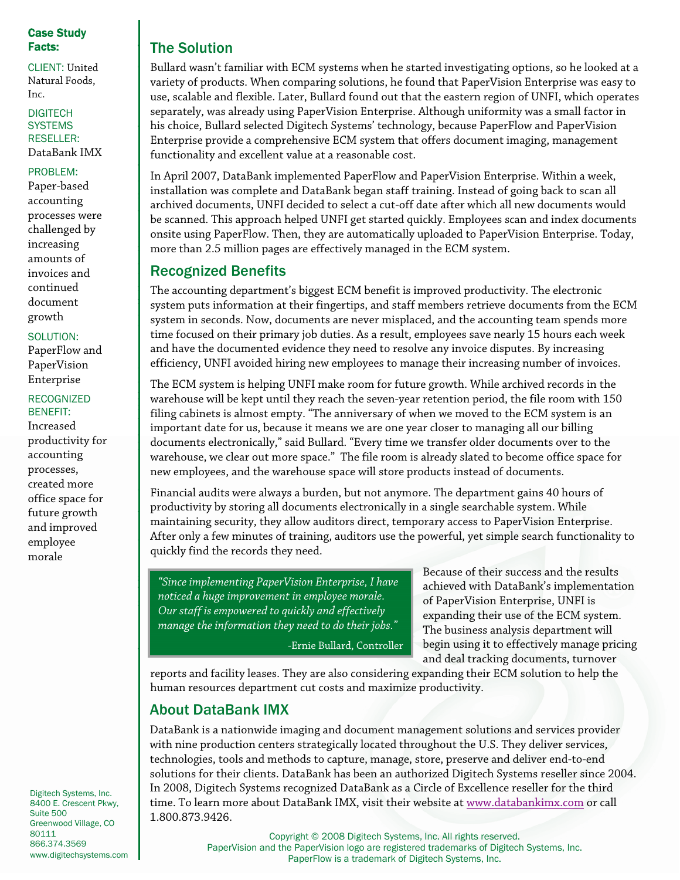**Case Study Facts:**

CLIENT: United Natural Foods, Inc.

DIGITECH SYSTEMS RESELLER: DataBank IMX

PROBLEM: Paper-based accounting processes were challenged by increasing amounts of invoices and continued document growth

SOLUTION: PaperFlow and PaperVision Enterprise

RECOGNIZED BENEFIT: Increased productivity for accounting processes, created more office space for future growth and improved employee morale

## The Solution

Bullard wasn't familiar with ECM systems when he started investigating options, so he looked at a variety of products. When comparing solutions, he found that PaperVision Enterprise was easy to use, scalable and flexible. Later, Bullard found out that the eastern region of UNFI, which operates separately, was already using PaperVision Enterprise. Although uniformity was a small factor in his choice, Bullard selected Digitech Systems' technology, because PaperFlow and PaperVision Enterprise provide a comprehensive ECM system that offers document imaging, management functionality and excellent value at a reasonable cost.

In April 2007, DataBank implemented PaperFlow and PaperVision Enterprise. Within a week, installation was complete and DataBank began staff training. Instead of going back to scan all archived documents, UNFI decided to select a cut-off date after which all new documents would be scanned. This approach helped UNFI get started quickly. Employees scan and index documents onsite using PaperFlow. Then, they are automatically uploaded to PaperVision Enterprise. Today, more than 2.5 million pages are effectively managed in the ECM system.

## Recognized Benefits

The accounting department's biggest ECM benefit is improved productivity. The electronic system puts information at their fingertips, and staff members retrieve documents from the ECM system in seconds. Now, documents are never misplaced, and the accounting team spends more time focused on their primary job duties. As a result, employees save nearly 15 hours each week and have the documented evidence they need to resolve any invoice disputes. By increasing efficiency, UNFI avoided hiring new employees to manage their increasing number of invoices.

The ECM system is helping UNFI make room for future growth. While archived records in the warehouse will be kept until they reach the seven-year retention period, the file room with 150 filing cabinets is almost empty. "The anniversary of when we moved to the ECM system is an important date for us, because it means we are one year closer to managing all our billing documents electronically," said Bullard. "Every time we transfer older documents over to the warehouse, we clear out more space." The file room is already slated to become office space for new employees, and the warehouse space will store products instead of documents.

Financial audits were always a burden, but not anymore. The department gains 40 hours of productivity by storing all documents electronically in a single searchable system. While maintaining security, they allow auditors direct, temporary access to PaperVision Enterprise. After only a few minutes of training, auditors use the powerful, yet simple search functionality to quickly find the records they need.

> *"Since implementing PaperVision Enterprise, I have noticed a huge improvement in employee morale. Our staff is empowered to quickly and effectively manage the information they need to do their jobs."*
>
> -Ernie Bullard, Controller

Because of their success and the results achieved with DataBank's implementation of PaperVision Enterprise, UNFI is expanding their use of the ECM system. The business analysis department will begin using it to effectively manage pricing and deal tracking documents, turnover reports and facility leases. They are also considering expanding their ECM solution to help the human resources department cut costs and maximize productivity.

## About DataBank IMX

DataBank is a nationwide imaging and document management solutions and services provider with nine production centers strategically located throughout the U.S. They deliver services, technologies, tools and methods to capture, manage, store, preserve and deliver end-to-end solutions for their clients. DataBank has been an authorized Digitech Systems reseller since 2004. In 2008, Digitech Systems recognized DataBank as a Circle of Excellence reseller for the third time. To learn more about DataBank IMX, visit their website at www.databankimx.com or call 1.800.873.9426.

Digitech Systems, Inc.
8400 E. Crescent Pkwy, Suite 500
Greenwood Village, CO 80111
866.374.3569
www.digitechsystems.com

Copyright © 2008 Digitech Systems, Inc. All rights reserved.
PaperVision and the PaperVision logo are registered trademarks of Digitech Systems, Inc.
PaperFlow is a trademark of Digitech Systems, Inc.